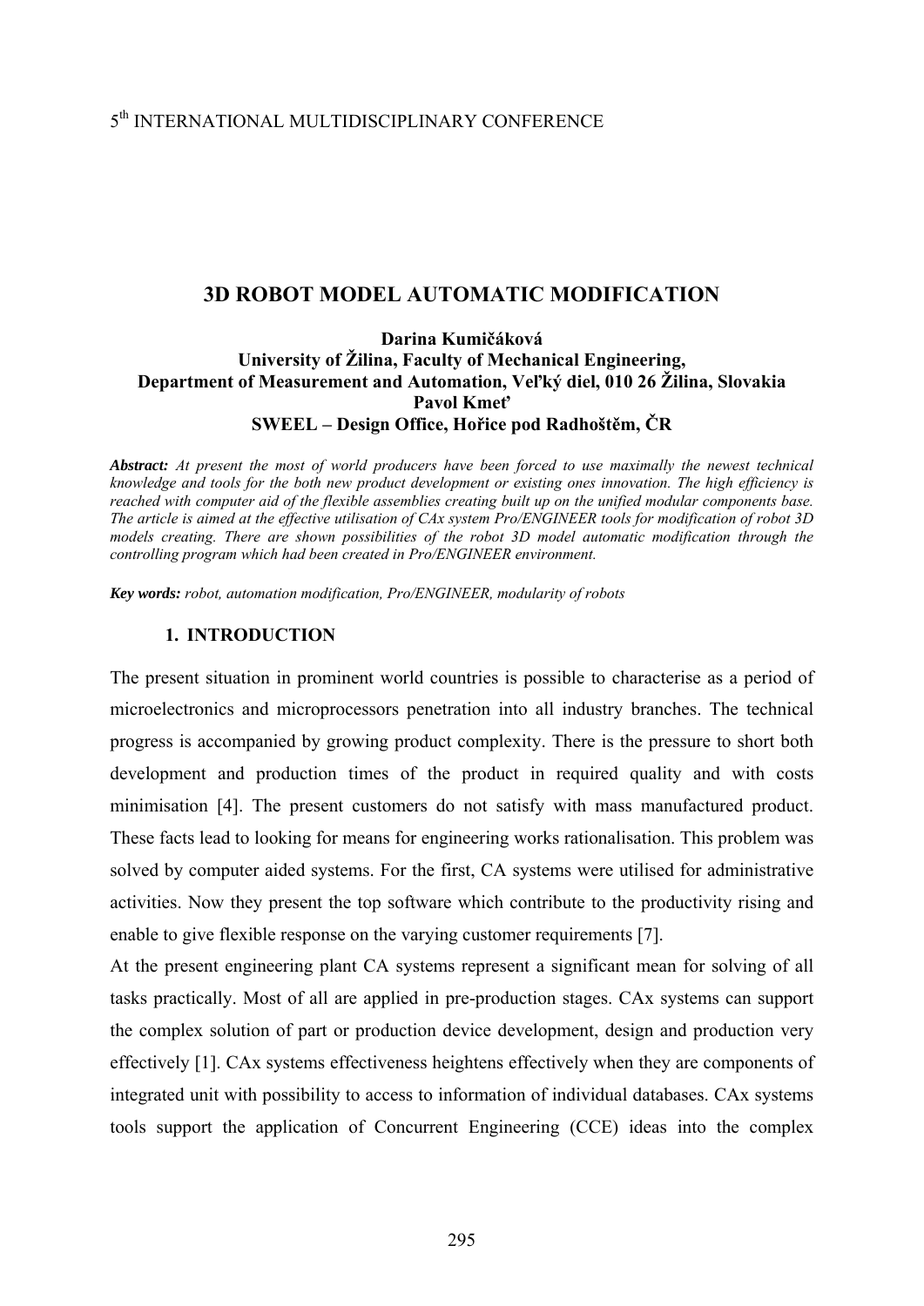5th INTERNATIONAL MULTIDISCIPLINARY CONFERENCE

# 3D ROBOT MODEL AUTOMATIC MODIFICATION

**Darina Kumičáková**
**University of Žilina, Faculty of Mechanical Engineering,**
**Department of Measurement and Automation, Veľký diel, 010 26 Žilina, Slovakia**
**Pavol Kmeť**
**SWEEL – Design Office, Hořice pod Radhoštěm, ČR**

***Abstract:*** *At present the most of world producers have been forced to use maximally the newest technical knowledge and tools for the both new product development or existing ones innovation. The high efficiency is reached with computer aid of the flexible assemblies creating built up on the unified modular components base. The article is aimed at the effective utilisation of CAx system Pro/ENGINEER tools for modification of robot 3D models creating. There are shown possibilities of the robot 3D model automatic modification through the controlling program which had been created in Pro/ENGINEER environment.*

***Key words:*** *robot, automation modification, Pro/ENGINEER, modularity of robots*

## 1. INTRODUCTION

The present situation in prominent world countries is possible to characterise as a period of microelectronics and microprocessors penetration into all industry branches. The technical progress is accompanied by growing product complexity. There is the pressure to short both development and production times of the product in required quality and with costs minimisation [4]. The present customers do not satisfy with mass manufactured product. These facts lead to looking for means for engineering works rationalisation. This problem was solved by computer aided systems. For the first, CA systems were utilised for administrative activities. Now they present the top software which contribute to the productivity rising and enable to give flexible response on the varying customer requirements [7].

At the present engineering plant CA systems represent a significant mean for solving of all tasks practically. Most of all are applied in pre-production stages. CAx systems can support the complex solution of part or production device development, design and production very effectively [1]. CAx systems effectiveness heightens effectively when they are components of integrated unit with possibility to access to information of individual databases. CAx systems tools support the application of Concurrent Engineering (CCE) ideas into the complex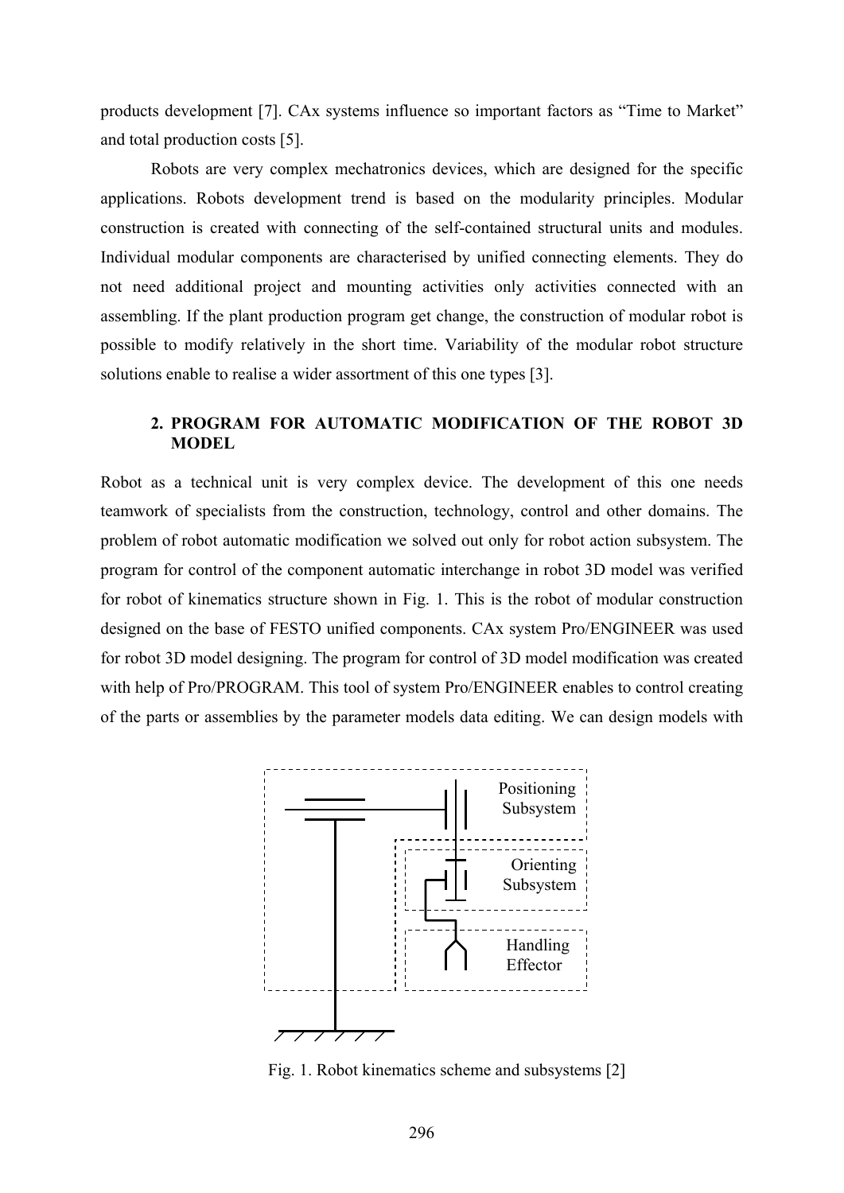products development [7]. CAx systems influence so important factors as "Time to Market" and total production costs [5].

Robots are very complex mechatronics devices, which are designed for the specific applications. Robots development trend is based on the modularity principles. Modular construction is created with connecting of the self-contained structural units and modules. Individual modular components are characterised by unified connecting elements. They do not need additional project and mounting activities only activities connected with an assembling. If the plant production program get change, the construction of modular robot is possible to modify relatively in the short time. Variability of the modular robot structure solutions enable to realise a wider assortment of this one types [3].

## 2. PROGRAM FOR AUTOMATIC MODIFICATION OF THE ROBOT 3D MODEL

Robot as a technical unit is very complex device. The development of this one needs teamwork of specialists from the construction, technology, control and other domains. The problem of robot automatic modification we solved out only for robot action subsystem. The program for control of the component automatic interchange in robot 3D model was verified for robot of kinematics structure shown in Fig. 1. This is the robot of modular construction designed on the base of FESTO unified components. CAx system Pro/ENGINEER was used for robot 3D model designing. The program for control of 3D model modification was created with help of Pro/PROGRAM. This tool of system Pro/ENGINEER enables to control creating of the parts or assemblies by the parameter models data editing. We can design models with

Positioning Subsystem

Orienting Subsystem

Handling Effector

Fig. 1. Robot kinematics scheme and subsystems [2]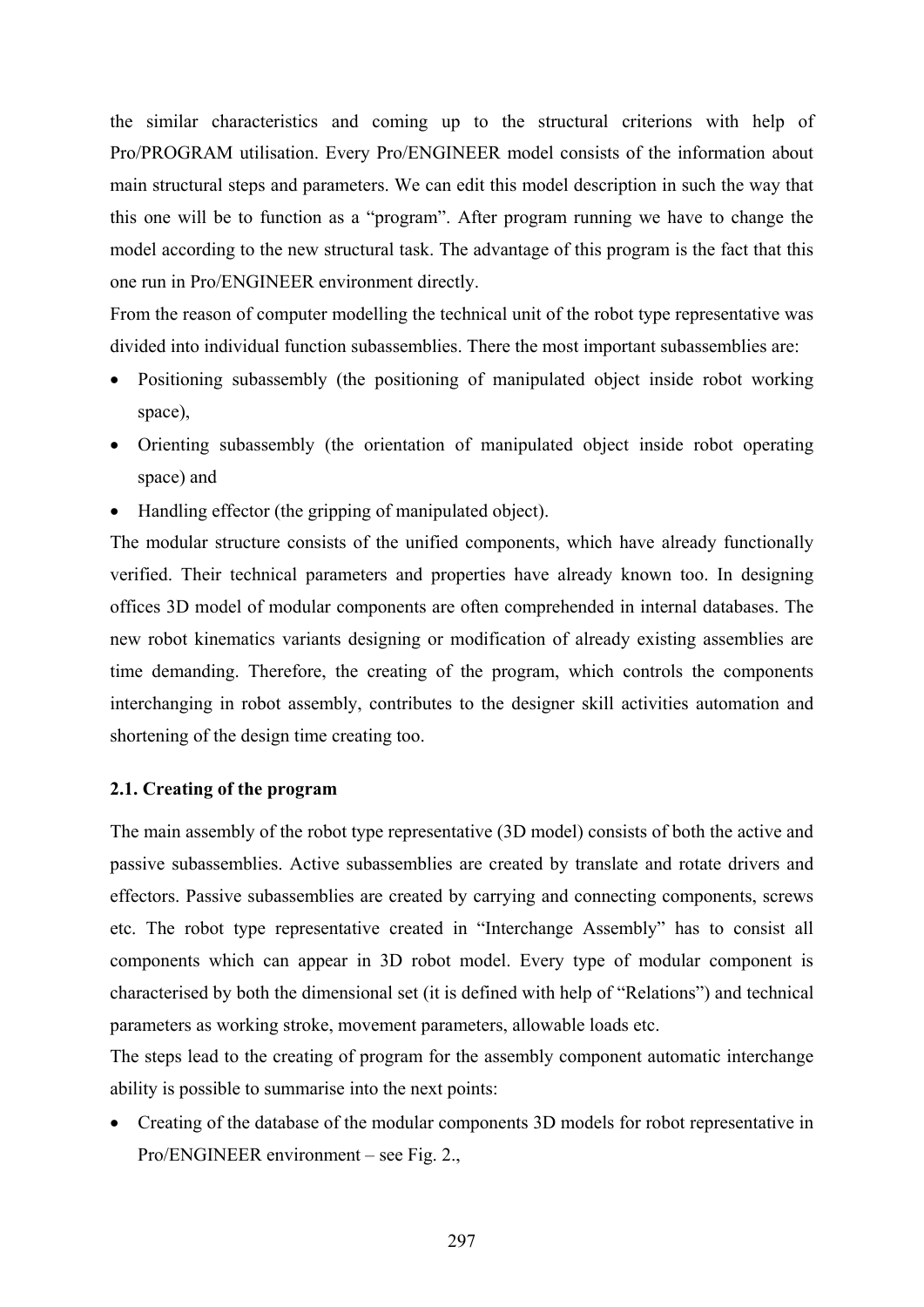the similar characteristics and coming up to the structural criterions with help of Pro/PROGRAM utilisation. Every Pro/ENGINEER model consists of the information about main structural steps and parameters. We can edit this model description in such the way that this one will be to function as a "program". After program running we have to change the model according to the new structural task. The advantage of this program is the fact that this one run in Pro/ENGINEER environment directly.

From the reason of computer modelling the technical unit of the robot type representative was divided into individual function subassemblies. There the most important subassemblies are:

- Positioning subassembly (the positioning of manipulated object inside robot working space),
- Orienting subassembly (the orientation of manipulated object inside robot operating space) and
- Handling effector (the gripping of manipulated object).

The modular structure consists of the unified components, which have already functionally verified. Their technical parameters and properties have already known too. In designing offices 3D model of modular components are often comprehended in internal databases. The new robot kinematics variants designing or modification of already existing assemblies are time demanding. Therefore, the creating of the program, which controls the components interchanging in robot assembly, contributes to the designer skill activities automation and shortening of the design time creating too.

### 2.1. Creating of the program

The main assembly of the robot type representative (3D model) consists of both the active and passive subassemblies. Active subassemblies are created by translate and rotate drivers and effectors. Passive subassemblies are created by carrying and connecting components, screws etc. The robot type representative created in "Interchange Assembly" has to consist all components which can appear in 3D robot model. Every type of modular component is characterised by both the dimensional set (it is defined with help of "Relations") and technical parameters as working stroke, movement parameters, allowable loads etc.

The steps lead to the creating of program for the assembly component automatic interchange ability is possible to summarise into the next points:

- Creating of the database of the modular components 3D models for robot representative in Pro/ENGINEER environment – see Fig. 2.,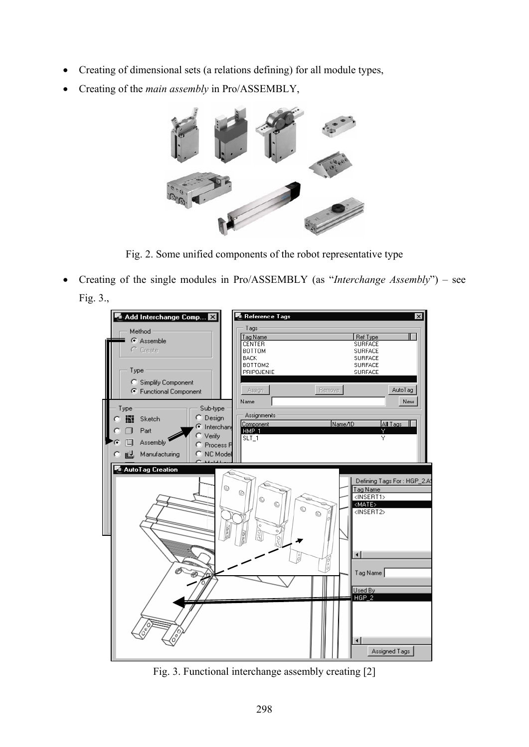- Creating of dimensional sets (a relations defining) for all module types,
- Creating of the *main assembly* in Pro/ASSEMBLY,

Fig. 2. Some unified components of the robot representative type

- Creating of the single modules in Pro/ASSEMBLY (as "*Interchange Assembly*") – see Fig. 3.,

Fig. 3. Functional interchange assembly creating [2]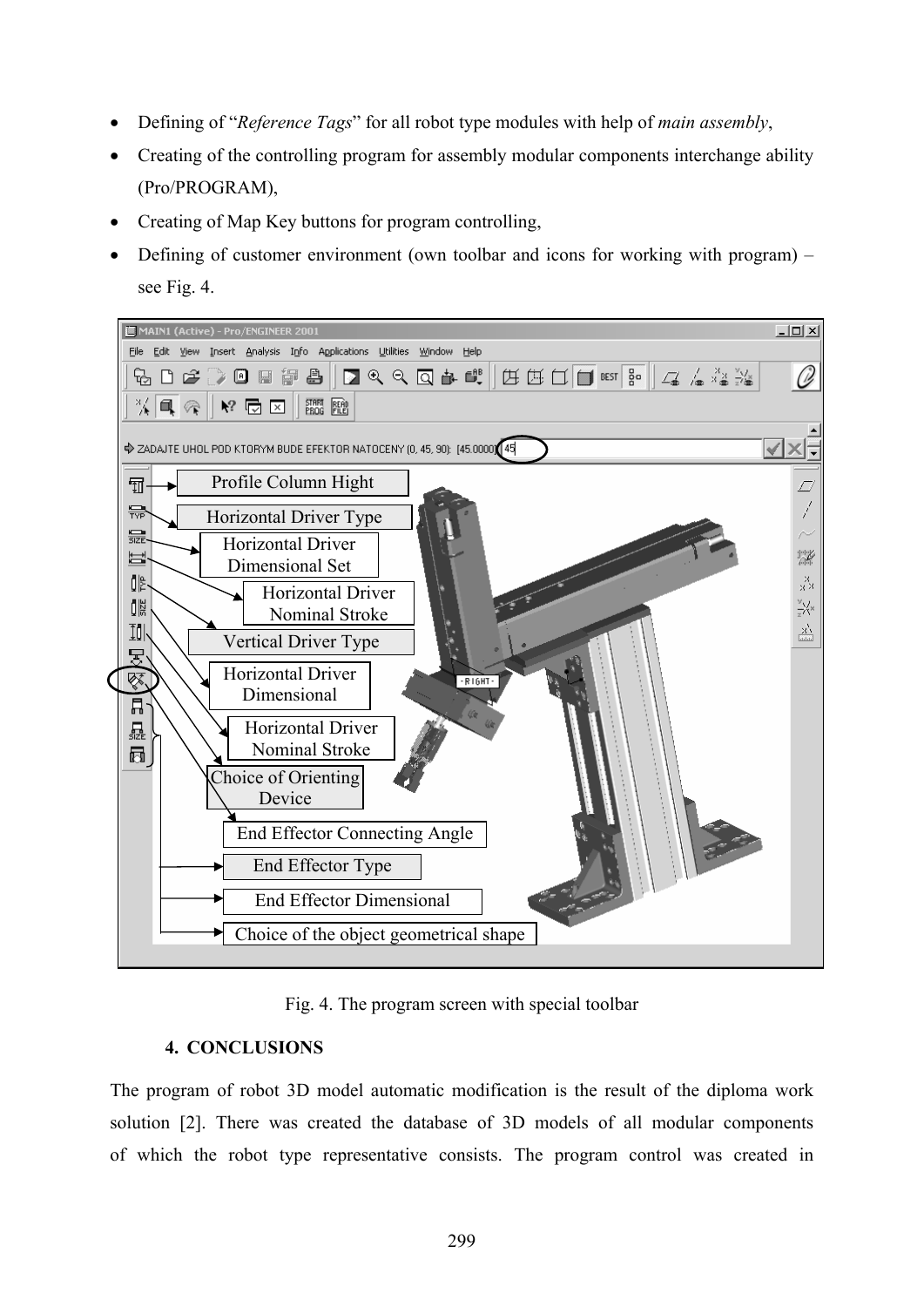- Defining of "*Reference Tags*" for all robot type modules with help of *main assembly*,
- Creating of the controlling program for assembly modular components interchange ability (Pro/PROGRAM),
- Creating of Map Key buttons for program controlling,
- Defining of customer environment (own toolbar and icons for working with program) – see Fig. 4.

Fig. 4. The program screen with special toolbar

## 4. CONCLUSIONS

The program of robot 3D model automatic modification is the result of the diploma work solution [2]. There was created the database of 3D models of all modular components of which the robot type representative consists. The program control was created in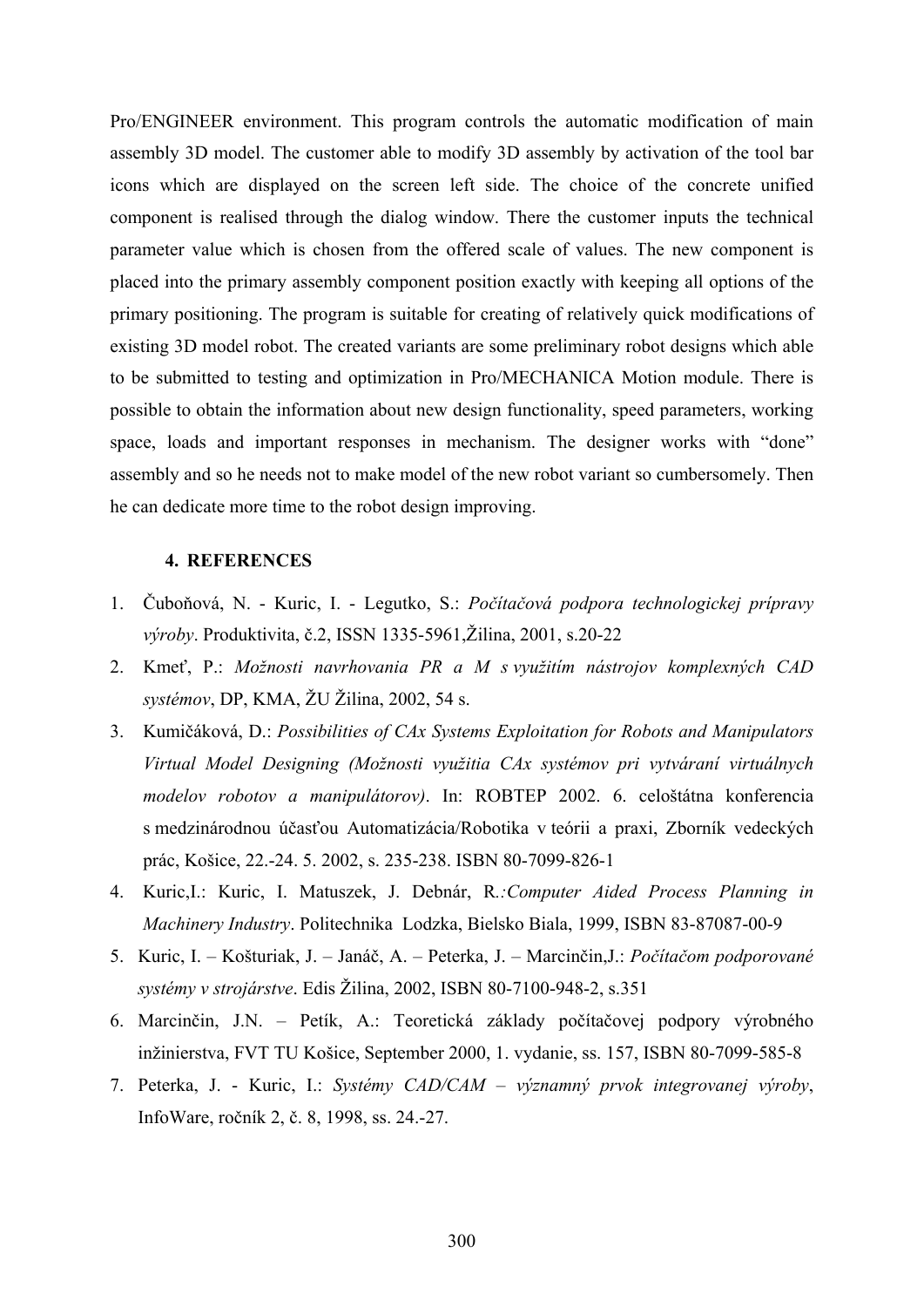Pro/ENGINEER environment. This program controls the automatic modification of main assembly 3D model. The customer able to modify 3D assembly by activation of the tool bar icons which are displayed on the screen left side. The choice of the concrete unified component is realised through the dialog window. There the customer inputs the technical parameter value which is chosen from the offered scale of values. The new component is placed into the primary assembly component position exactly with keeping all options of the primary positioning. The program is suitable for creating of relatively quick modifications of existing 3D model robot. The created variants are some preliminary robot designs which able to be submitted to testing and optimization in Pro/MECHANICA Motion module. There is possible to obtain the information about new design functionality, speed parameters, working space, loads and important responses in mechanism. The designer works with "done" assembly and so he needs not to make model of the new robot variant so cumbersomely. Then he can dedicate more time to the robot design improving.

## 4. REFERENCES

1. Čuboňová, N. - Kuric, I. - Legutko, S.: *Počítačová podpora technologickej prípravy výroby*. Produktivita, č.2, ISSN 1335-5961,Žilina, 2001, s.20-22
2. Kmeť, P.: *Možnosti navrhovania PR a M s využitím nástrojov komplexných CAD systémov*, DP, KMA, ŽU Žilina, 2002, 54 s.
3. Kumičáková, D.: *Possibilities of CAx Systems Exploitation for Robots and Manipulators Virtual Model Designing (Možnosti využitia CAx systémov pri vytváraní virtuálnych modelov robotov a manipulátorov)*. In: ROBTEP 2002. 6. celoštátna konferencia s medzinárodnou účasťou Automatizácia/Robotika v teórii a praxi, Zborník vedeckých prác, Košice, 22.-24. 5. 2002, s. 235-238. ISBN 80-7099-826-1
4. Kuric,I.: Kuric, I. Matuszek, J. Debnár, R*.:Computer Aided Process Planning in Machinery Industry*. Politechnika Lodzka, Bielsko Biala, 1999, ISBN 83-87087-00-9
5. Kuric, I. – Košturiak, J. – Janáč, A. – Peterka, J. – Marcinčin,J.: *Počítačom podporované systémy v strojárstve*. Edis Žilina, 2002, ISBN 80-7100-948-2, s.351
6. Marcinčin, J.N. – Petík, A.: Teoretická základy počítačovej podpory výrobného inžinierstva, FVT TU Košice, September 2000, 1. vydanie, ss. 157, ISBN 80-7099-585-8
7. Peterka, J. - Kuric, I.: *Systémy CAD/CAM – významný prvok integrovanej výroby*, InfoWare, ročník 2, č. 8, 1998, ss. 24.-27.